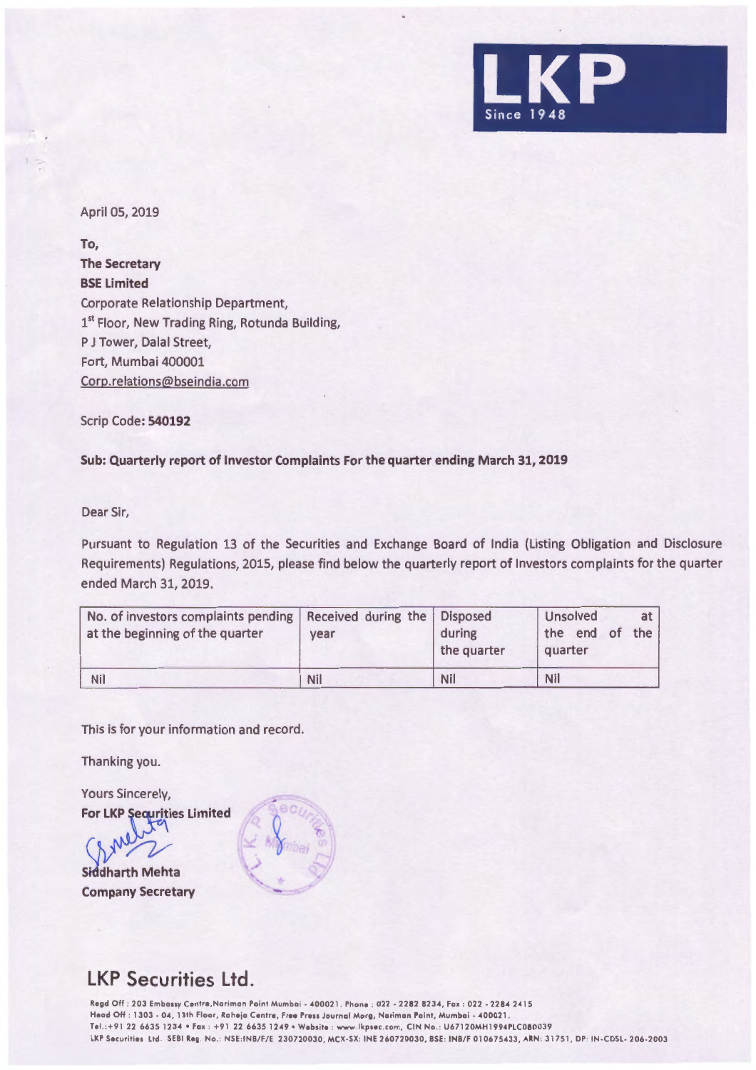LKP Since 1948

April 05, 2019

**To,**
**The Secretary**
**BSE Limited**
Corporate Relationship Department,
1st Floor, New Trading Ring, Rotunda Building,
P J Tower, Dalal Street,
Fort, Mumbai 400001
Corp.relations@bseindia.com

Scrip Code: **540192**

**Sub: Quarterly report of Investor Complaints For the quarter ending March 31, 2019**

Dear Sir,

Pursuant to Regulation 13 of the Securities and Exchange Board of India (Listing Obligation and Disclosure Requirements) Regulations, 2015, please find below the quarterly report of Investors complaints for the quarter ended March 31, 2019.

| No. of investors complaints pending at the beginning of the quarter | Received during the year | Disposed during the quarter | Unsolved at the end of the quarter |
|---|---|---|---|
| Nil | Nil | Nil | Nil |

This is for your information and record.

Thanking you.

Yours Sincerely,
**For LKP Securities Limited**

**Siddharth Mehta**
**Company Secretary**

## LKP Securities Ltd.

Regd Off : 203 Embassy Centre,Nariman Point Mumbai - 400021. Phone : 022 - 2282 8234, Fax : 022 - 2284 2415
Head Off : 1303 - 04, 13th Floor, Raheja Centre, Free Press Journal Marg, Nariman Point, Mumbai - 400021.
Tel.:+91 22 6635 1234 • Fax : +91 22 6635 1249 • Website : www.lkpsec.com, CIN No.: U67120MH1994PLC080039
LKP Securities Ltd. SEBI Reg. No.: NSE:INB/F/E 230720030, MCX-SX: INE 260720030, BSE: INB/F 010675433, ARN: 31751, DP: IN-CDSL- 206-2003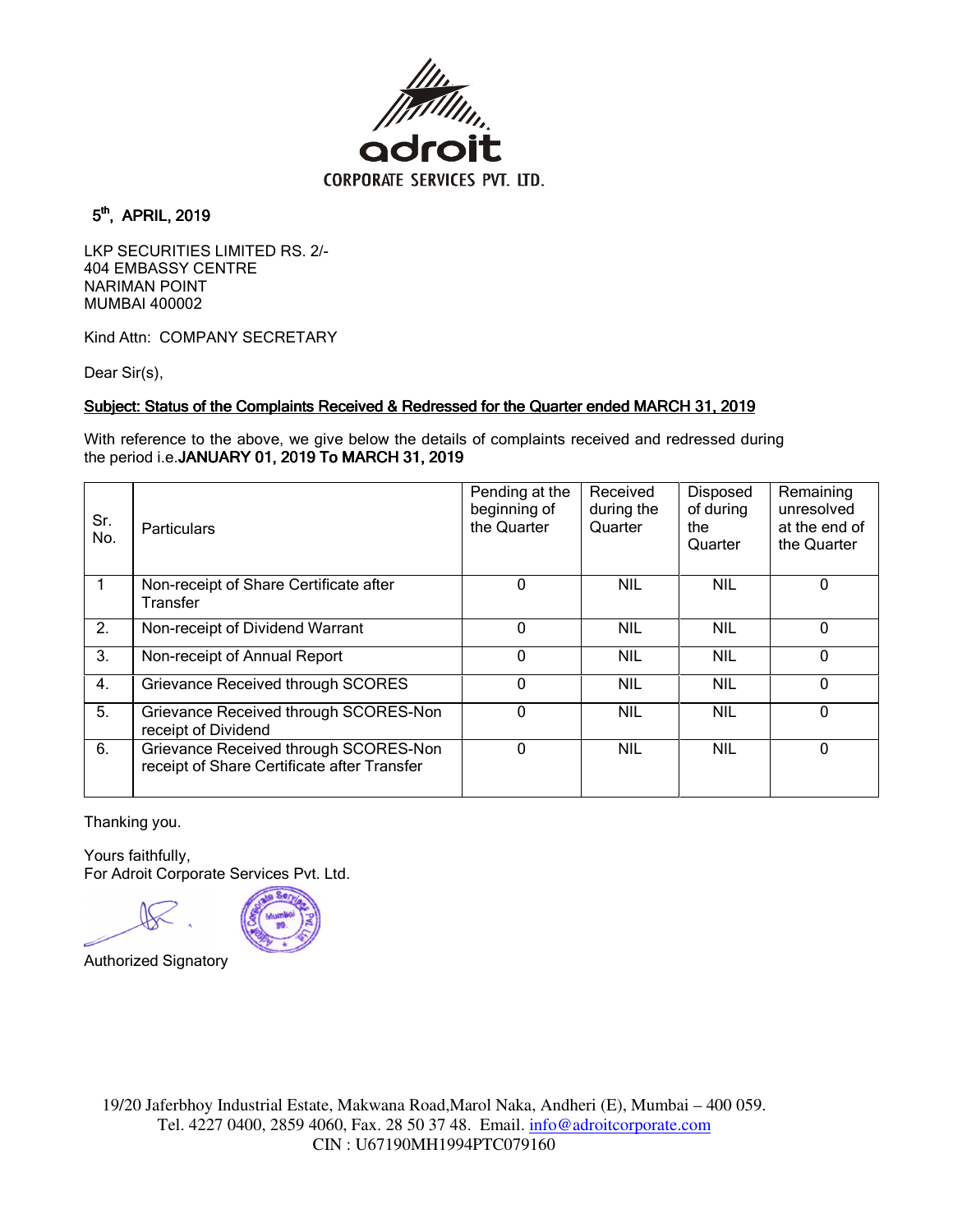adroit

CORPORATE SERVICES PVT. LTD.

5th, APRIL, 2019

LKP SECURITIES LIMITED RS. 2/-
404 EMBASSY CENTRE
NARIMAN POINT
MUMBAI 400002

Kind Attn: COMPANY SECRETARY

Dear Sir(s),

**Subject: Status of the Complaints Received & Redressed for the Quarter ended MARCH 31, 2019**

With reference to the above, we give below the details of complaints received and redressed during the period i.e.**JANUARY 01, 2019 To MARCH 31, 2019**

| Sr. No. | Particulars | Pending at the beginning of the Quarter | Received during the Quarter | Disposed of during the Quarter | Remaining unresolved at the end of the Quarter |
|---|---|---|---|---|---|
| 1 | Non-receipt of Share Certificate after Transfer | 0 | NIL | NIL | 0 |
| 2. | Non-receipt of Dividend Warrant | 0 | NIL | NIL | 0 |
| 3. | Non-receipt of Annual Report | 0 | NIL | NIL | 0 |
| 4. | Grievance Received through SCORES | 0 | NIL | NIL | 0 |
| 5. | Grievance Received through SCORES-Non receipt of Dividend | 0 | NIL | NIL | 0 |
| 6. | Grievance Received through SCORES-Non receipt of Share Certificate after Transfer | 0 | NIL | NIL | 0 |

Thanking you.

Yours faithfully,
For Adroit Corporate Services Pvt. Ltd.

Authorized Signatory

19/20 Jaferbhoy Industrial Estate, Makwana Road,Marol Naka, Andheri (E), Mumbai – 400 059.
Tel. 4227 0400, 2859 4060, Fax. 28 50 37 48. Email. info@adroitcorporate.com
CIN : U67190MH1994PTC079160